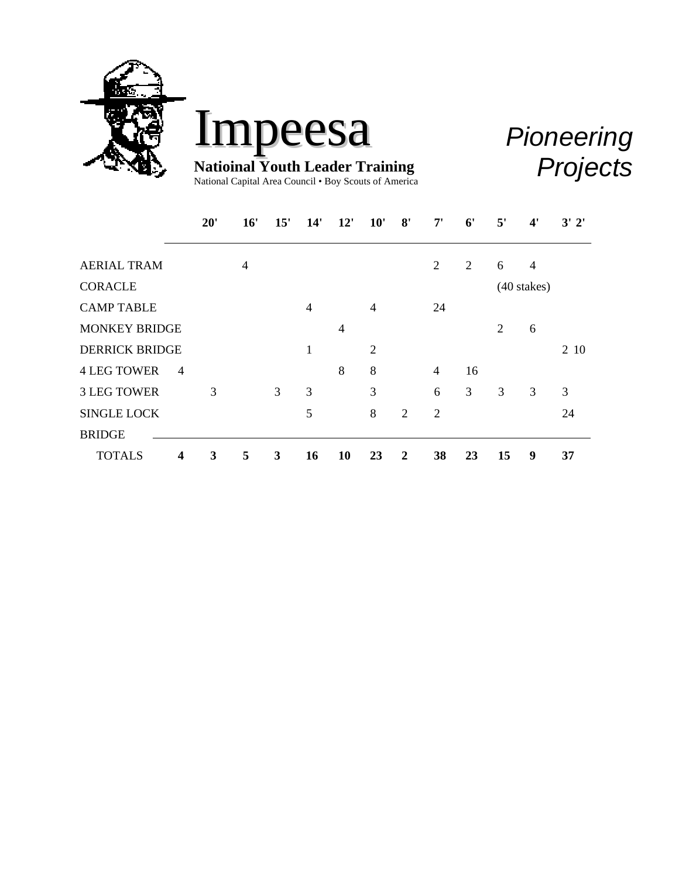# Impeesa

**Natioinal Youth Leader Training**

National Capital Area Council • Boy Scouts of America

*Pioneering Projects*

| | | 20' | 16' | 15' | 14' | 12' | 10' | 8' | 7' | 6' | 5' | 4' | 3' 2' |
|---|---|---|---|---|---|---|---|---|---|---|---|---|---|
| AERIAL TRAM | | | 4 | | | | | | 2 | 2 | 6 | 4 | |
| CORACLE | | | | | | | | | | | (40 stakes) | | |
| CAMP TABLE | | | | | 4 | | 4 | | 24 | | | | |
| MONKEY BRIDGE | | | | | | 4 | | | | | 2 | 6 | |
| DERRICK BRIDGE | | | | | 1 | | 2 | | | | | | 2 10 |
| 4 LEG TOWER | 4 | | | | | 8 | 8 | | 4 | 16 | | | |
| 3 LEG TOWER | | 3 | | 3 | 3 | | 3 | | 6 | 3 | 3 | 3 | 3 |
| SINGLE LOCK BRIDGE | | | | | 5 | | 8 | 2 | 2 | | | | 24 |
| TOTALS | **4** | **3** | **5** | **3** | **16** | **10** | **23** | **2** | **38** | **23** | **15** | **9** | **37** |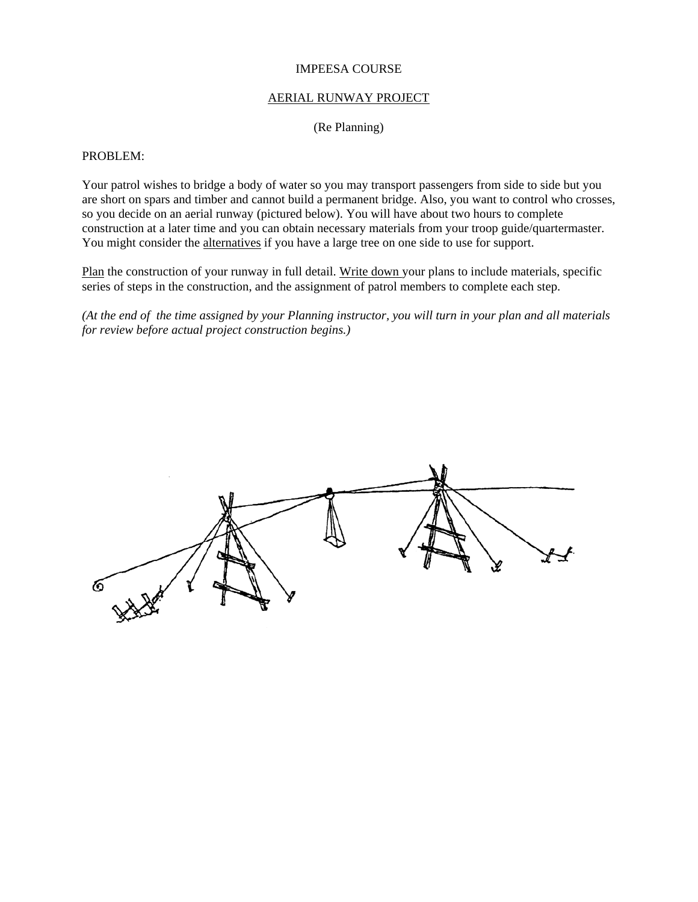IMPEESA COURSE

AERIAL RUNWAY PROJECT

(Re Planning)

PROBLEM:

Your patrol wishes to bridge a body of water so you may transport passengers from side to side but you are short on spars and timber and cannot build a permanent bridge. Also, you want to control who crosses, so you decide on an aerial runway (pictured below). You will have about two hours to complete construction at a later time and you can obtain necessary materials from your troop guide/quartermaster. You might consider the alternatives if you have a large tree on one side to use for support.

Plan the construction of your runway in full detail. Write down your plans to include materials, specific series of steps in the construction, and the assignment of patrol members to complete each step.

*(At the end of the time assigned by your Planning instructor, you will turn in your plan and all materials for review before actual project construction begins.)*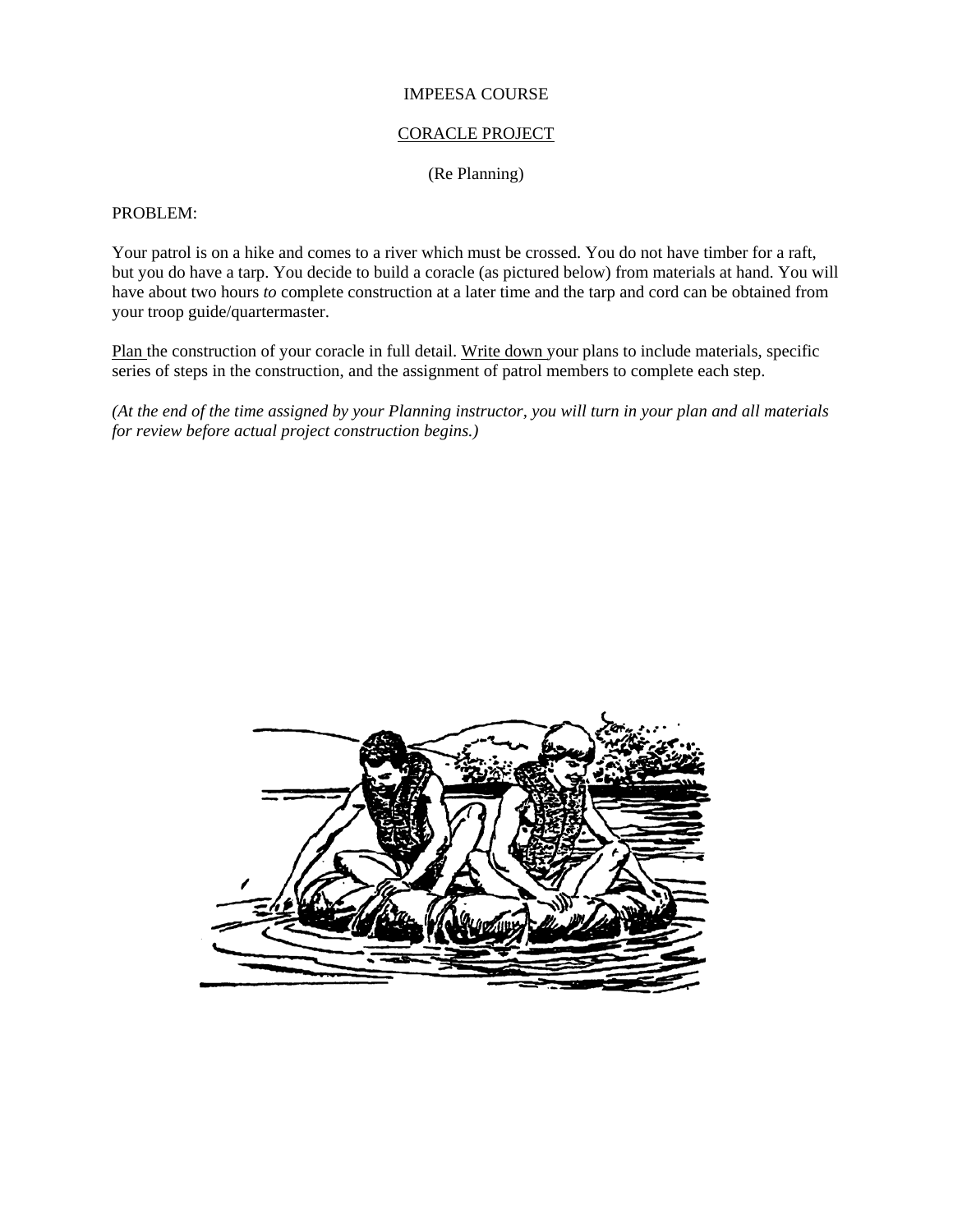IMPEESA COURSE

CORACLE PROJECT

(Re Planning)

PROBLEM:

Your patrol is on a hike and comes to a river which must be crossed. You do not have timber for a raft, but you do have a tarp. You decide to build a coracle (as pictured below) from materials at hand. You will have about two hours *to* complete construction at a later time and the tarp and cord can be obtained from your troop guide/quartermaster.

Plan the construction of your coracle in full detail. Write down your plans to include materials, specific series of steps in the construction, and the assignment of patrol members to complete each step.

*(At the end of the time assigned by your Planning instructor, you will turn in your plan and all materials for review before actual project construction begins.)*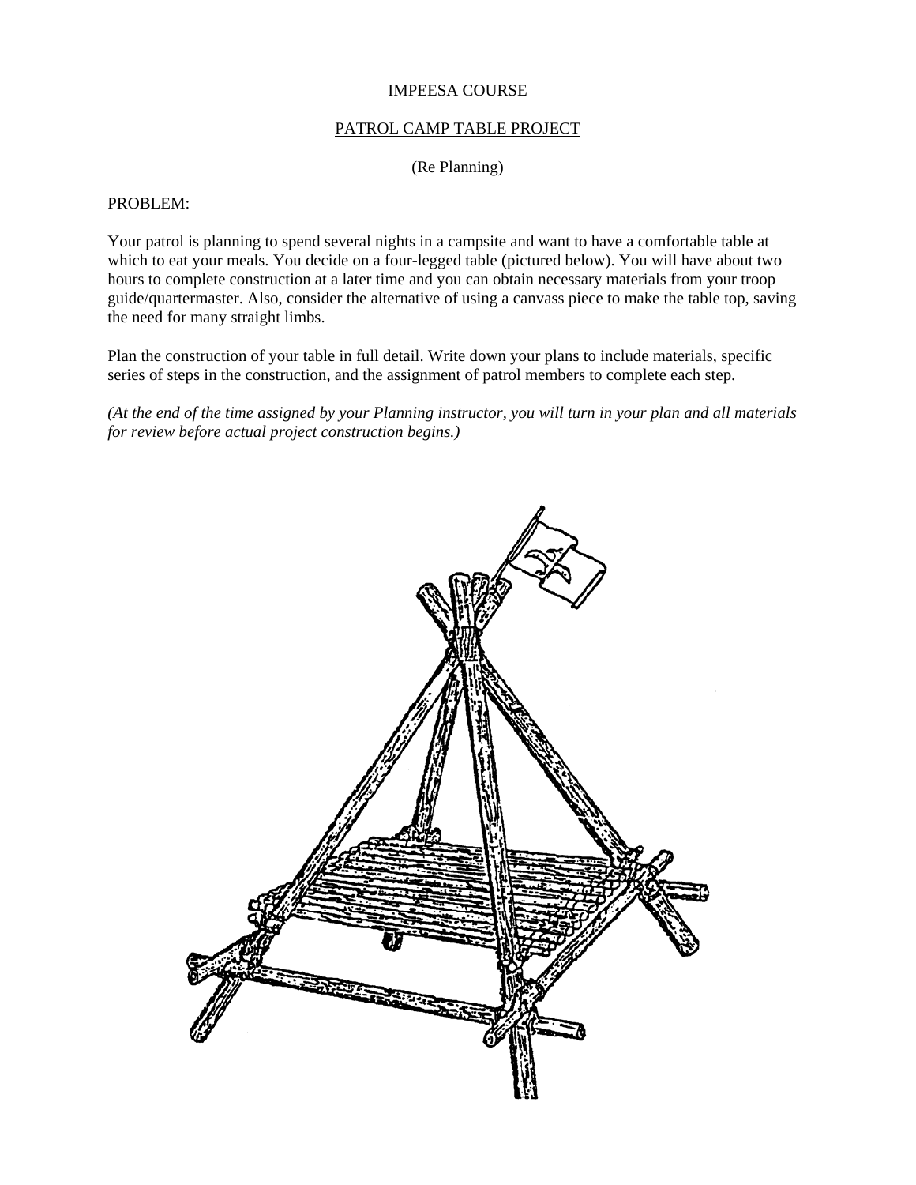IMPEESA COURSE

PATROL CAMP TABLE PROJECT

(Re Planning)

PROBLEM:

Your patrol is planning to spend several nights in a campsite and want to have a comfortable table at which to eat your meals. You decide on a four-legged table (pictured below). You will have about two hours to complete construction at a later time and you can obtain necessary materials from your troop guide/quartermaster. Also, consider the alternative of using a canvass piece to make the table top, saving the need for many straight limbs.

Plan the construction of your table in full detail. Write down your plans to include materials, specific series of steps in the construction, and the assignment of patrol members to complete each step.

*(At the end of the time assigned by your Planning instructor, you will turn in your plan and all materials for review before actual project construction begins.)*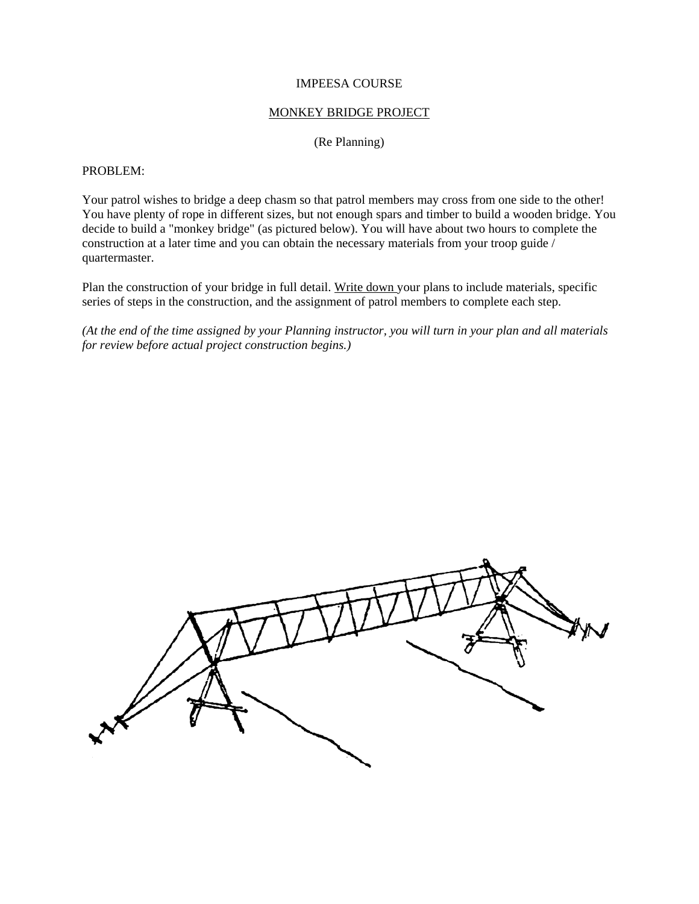IMPEESA COURSE

MONKEY BRIDGE PROJECT

(Re Planning)

PROBLEM:

Your patrol wishes to bridge a deep chasm so that patrol members may cross from one side to the other! You have plenty of rope in different sizes, but not enough spars and timber to build a wooden bridge. You decide to build a "monkey bridge" (as pictured below). You will have about two hours to complete the construction at a later time and you can obtain the necessary materials from your troop guide / quartermaster.

Plan the construction of your bridge in full detail. Write down your plans to include materials, specific series of steps in the construction, and the assignment of patrol members to complete each step.

*(At the end of the time assigned by your Planning instructor, you will turn in your plan and all materials for review before actual project construction begins.)*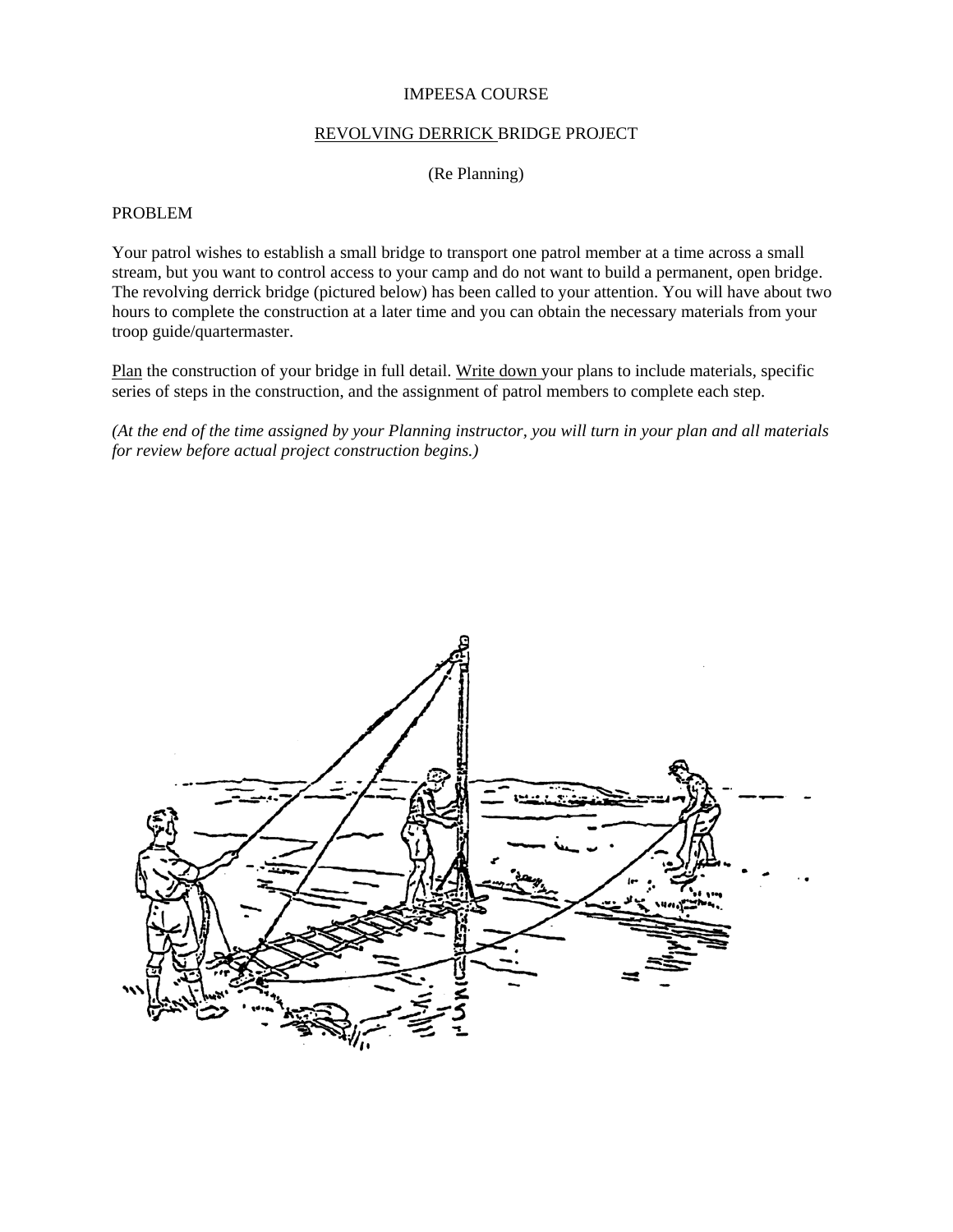IMPEESA COURSE

REVOLVING DERRICK BRIDGE PROJECT

(Re Planning)

PROBLEM

Your patrol wishes to establish a small bridge to transport one patrol member at a time across a small stream, but you want to control access to your camp and do not want to build a permanent, open bridge. The revolving derrick bridge (pictured below) has been called to your attention. You will have about two hours to complete the construction at a later time and you can obtain the necessary materials from your troop guide/quartermaster.

Plan the construction of your bridge in full detail. Write down your plans to include materials, specific series of steps in the construction, and the assignment of patrol members to complete each step.

*(At the end of the time assigned by your Planning instructor, you will turn in your plan and all materials for review before actual project construction begins.)*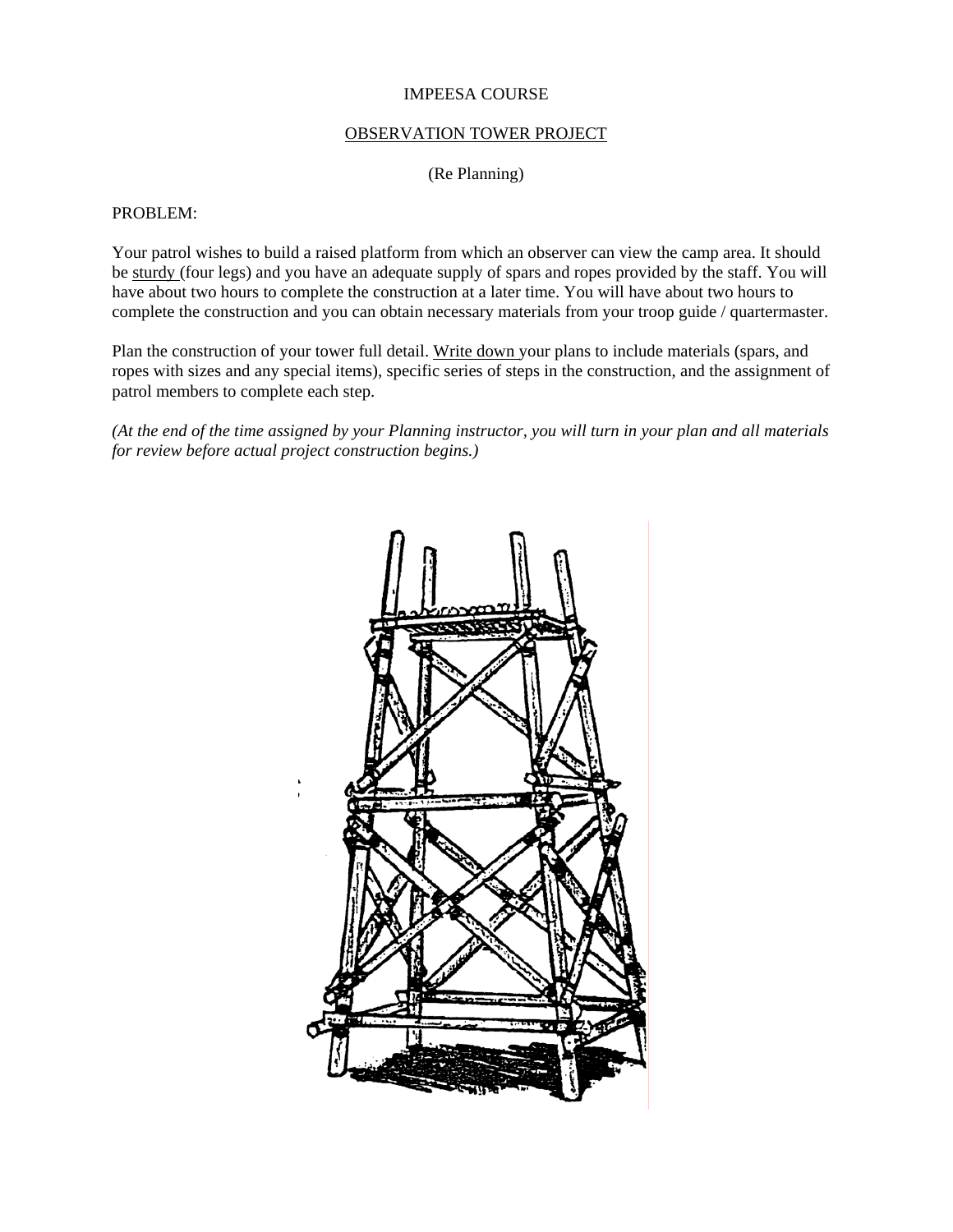IMPEESA COURSE

OBSERVATION TOWER PROJECT

(Re Planning)

PROBLEM:

Your patrol wishes to build a raised platform from which an observer can view the camp area. It should be sturdy (four legs) and you have an adequate supply of spars and ropes provided by the staff. You will have about two hours to complete the construction at a later time. You will have about two hours to complete the construction and you can obtain necessary materials from your troop guide / quartermaster.

Plan the construction of your tower full detail. Write down your plans to include materials (spars, and ropes with sizes and any special items), specific series of steps in the construction, and the assignment of patrol members to complete each step.

*(At the end of the time assigned by your Planning instructor, you will turn in your plan and all materials for review before actual project construction begins.)*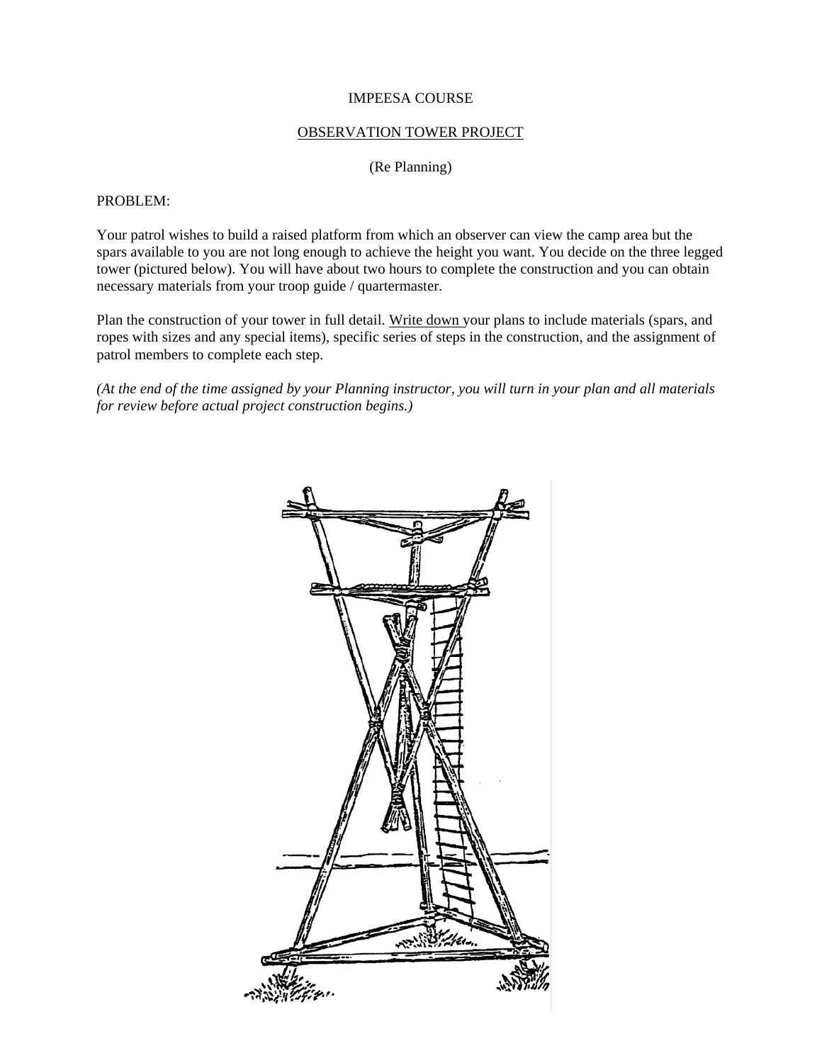IMPEESA COURSE

OBSERVATION TOWER PROJECT

(Re Planning)

PROBLEM:

Your patrol wishes to build a raised platform from which an observer can view the camp area but the spars available to you are not long enough to achieve the height you want. You decide on the three legged tower (pictured below). You will have about two hours to complete the construction and you can obtain necessary materials from your troop guide / quartermaster.

Plan the construction of your tower in full detail. Write down your plans to include materials (spars, and ropes with sizes and any special items), specific series of steps in the construction, and the assignment of patrol members to complete each step.

*(At the end of the time assigned by your Planning instructor, you will turn in your plan and all materials for review before actual project construction begins.)*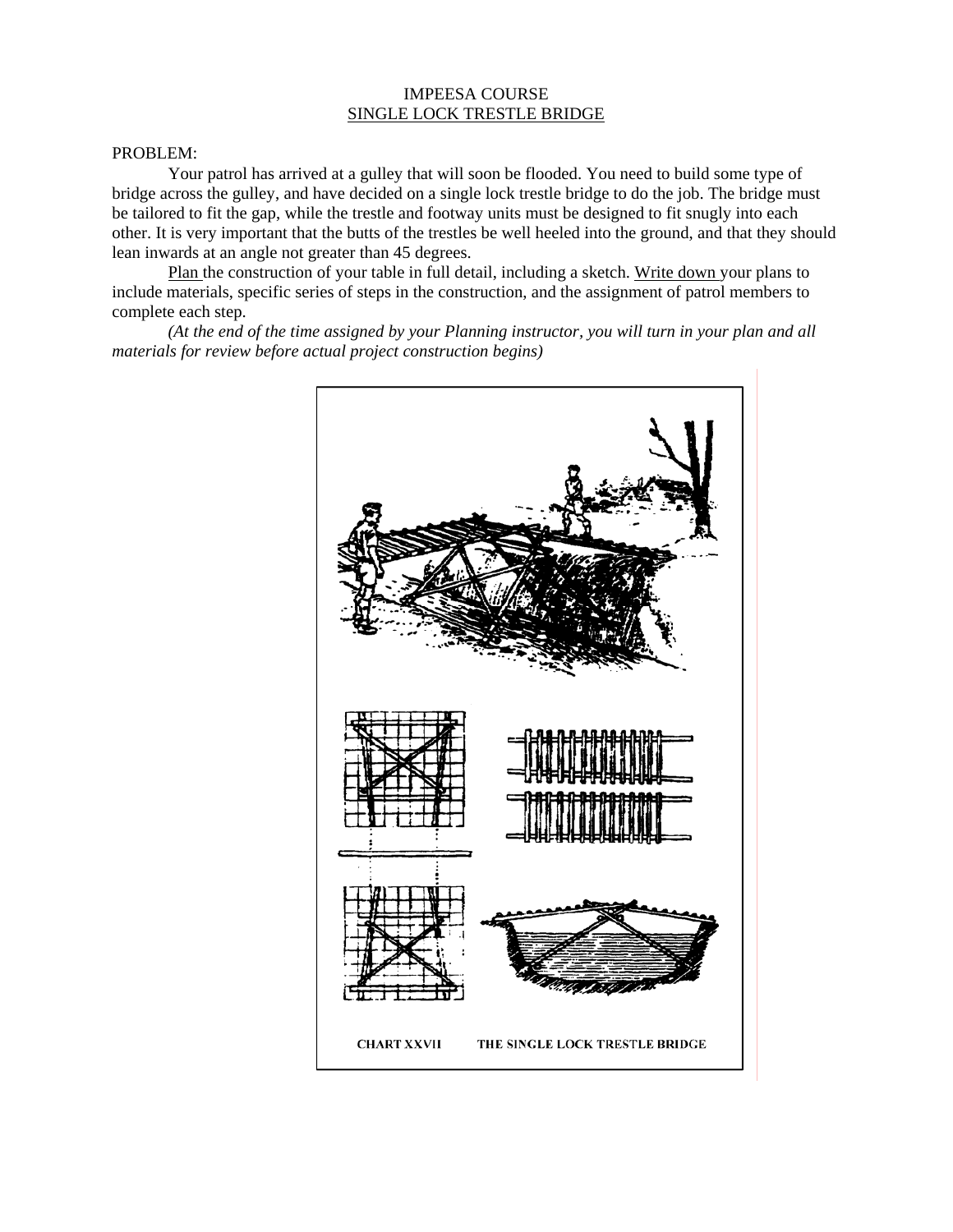IMPEESA COURSE

SINGLE LOCK TRESTLE BRIDGE

PROBLEM:

Your patrol has arrived at a gulley that will soon be flooded. You need to build some type of bridge across the gulley, and have decided on a single lock trestle bridge to do the job. The bridge must be tailored to fit the gap, while the trestle and footway units must be designed to fit snugly into each other. It is very important that the butts of the trestles be well heeled into the ground, and that they should lean inwards at an angle not greater than 45 degrees.

Plan the construction of your table in full detail, including a sketch. Write down your plans to include materials, specific series of steps in the construction, and the assignment of patrol members to complete each step.

*(At the end of the time assigned by your Planning instructor, you will turn in your plan and all materials for review before actual project construction begins)*

CHART XXVII THE SINGLE LOCK TRESTLE BRIDGE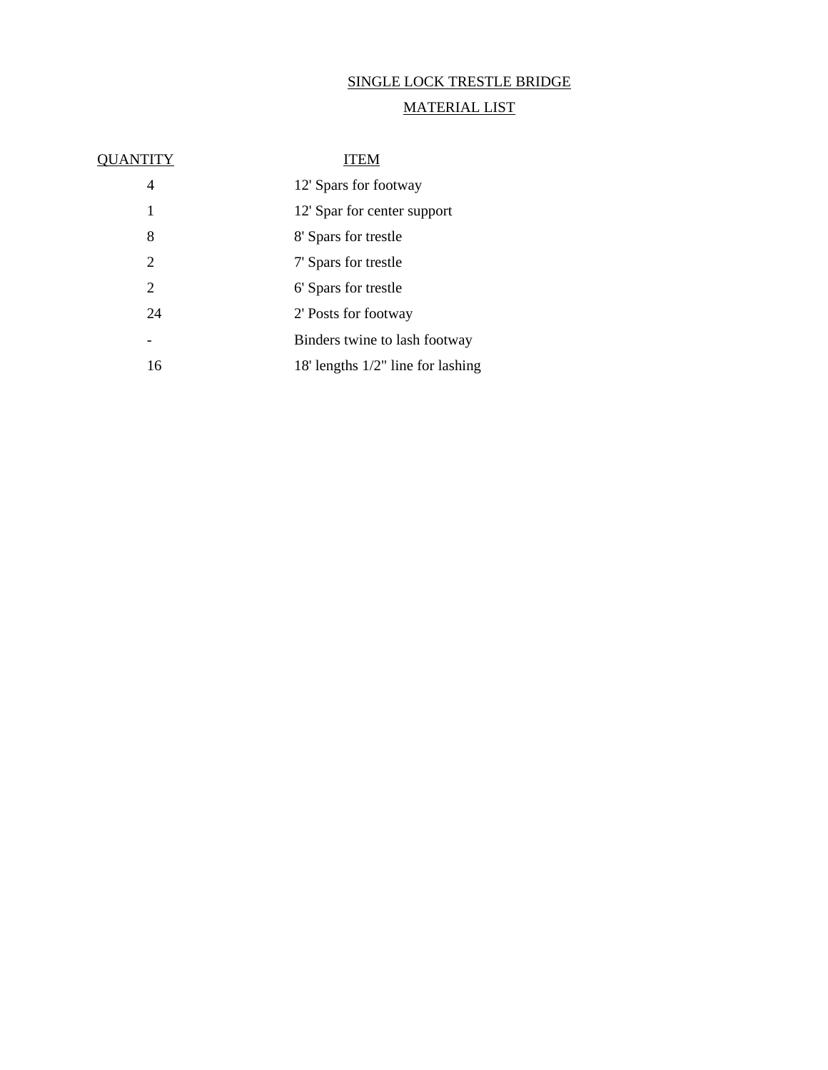# SINGLE LOCK TRESTLE BRIDGE

## MATERIAL LIST

| QUANTITY | ITEM |
| --- | --- |
| 4 | 12' Spars for footway |
| 1 | 12' Spar for center support |
| 8 | 8' Spars for trestle |
| 2 | 7' Spars for trestle |
| 2 | 6' Spars for trestle |
| 24 | 2' Posts for footway |
| - | Binders twine to lash footway |
| 16 | 18' lengths 1/2" line for lashing |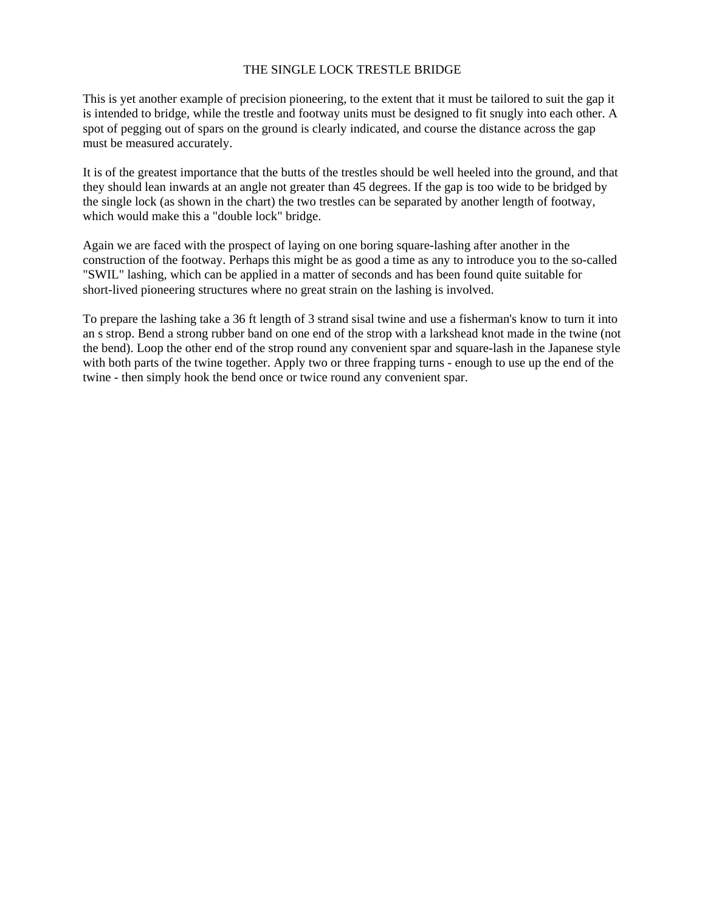# THE SINGLE LOCK TRESTLE BRIDGE

This is yet another example of precision pioneering, to the extent that it must be tailored to suit the gap it is intended to bridge, while the trestle and footway units must be designed to fit snugly into each other. A spot of pegging out of spars on the ground is clearly indicated, and course the distance across the gap must be measured accurately.

It is of the greatest importance that the butts of the trestles should be well heeled into the ground, and that they should lean inwards at an angle not greater than 45 degrees. If the gap is too wide to be bridged by the single lock (as shown in the chart) the two trestles can be separated by another length of footway, which would make this a "double lock" bridge.

Again we are faced with the prospect of laying on one boring square-lashing after another in the construction of the footway. Perhaps this might be as good a time as any to introduce you to the so-called "SWIL" lashing, which can be applied in a matter of seconds and has been found quite suitable for short-lived pioneering structures where no great strain on the lashing is involved.

To prepare the lashing take a 36 ft length of 3 strand sisal twine and use a fisherman's know to turn it into an s strop. Bend a strong rubber band on one end of the strop with a larkshead knot made in the twine (not the bend). Loop the other end of the strop round any convenient spar and square-lash in the Japanese style with both parts of the twine together. Apply two or three frapping turns - enough to use up the end of the twine - then simply hook the bend once or twice round any convenient spar.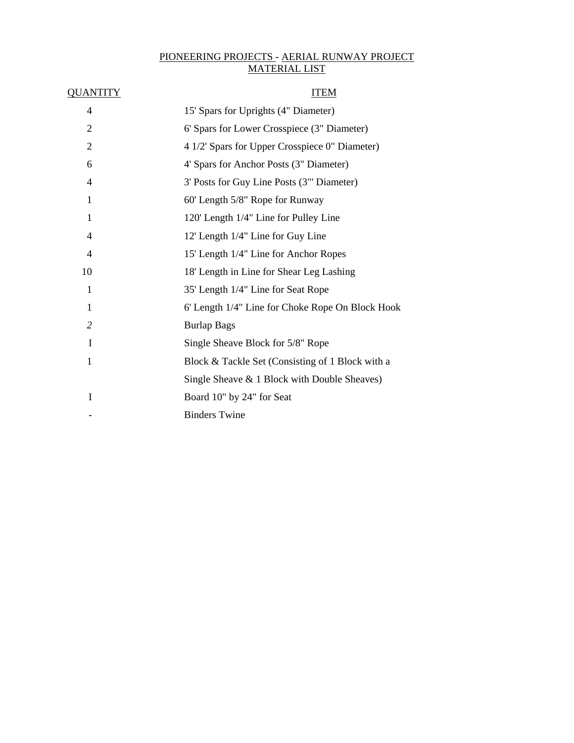# PIONEERING PROJECTS - AERIAL RUNWAY PROJECT
## MATERIAL LIST

| QUANTITY | ITEM |
|---|---|
| 4 | 15' Spars for Uprights (4" Diameter) |
| 2 | 6' Spars for Lower Crosspiece (3" Diameter) |
| 2 | 4 1/2' Spars for Upper Crosspiece 0" Diameter) |
| 6 | 4' Spars for Anchor Posts (3" Diameter) |
| 4 | 3' Posts for Guy Line Posts (3'" Diameter) |
| 1 | 60' Length 5/8" Rope for Runway |
| 1 | 120' Length 1/4" Line for Pulley Line |
| 4 | 12' Length 1/4" Line for Guy Line |
| 4 | 15' Length 1/4" Line for Anchor Ropes |
| 10 | 18' Length in Line for Shear Leg Lashing |
| 1 | 35' Length 1/4" Line for Seat Rope |
| 1 | 6' Length 1/4" Line for Choke Rope On Block Hook |
| *2* | Burlap Bags |
| I | Single Sheave Block for 5/8" Rope |
| 1 | Block & Tackle Set (Consisting of 1 Block with a Single Sheave & 1 Block with Double Sheaves) |
| I | Board 10" by 24" for Seat |
| - | Binders Twine |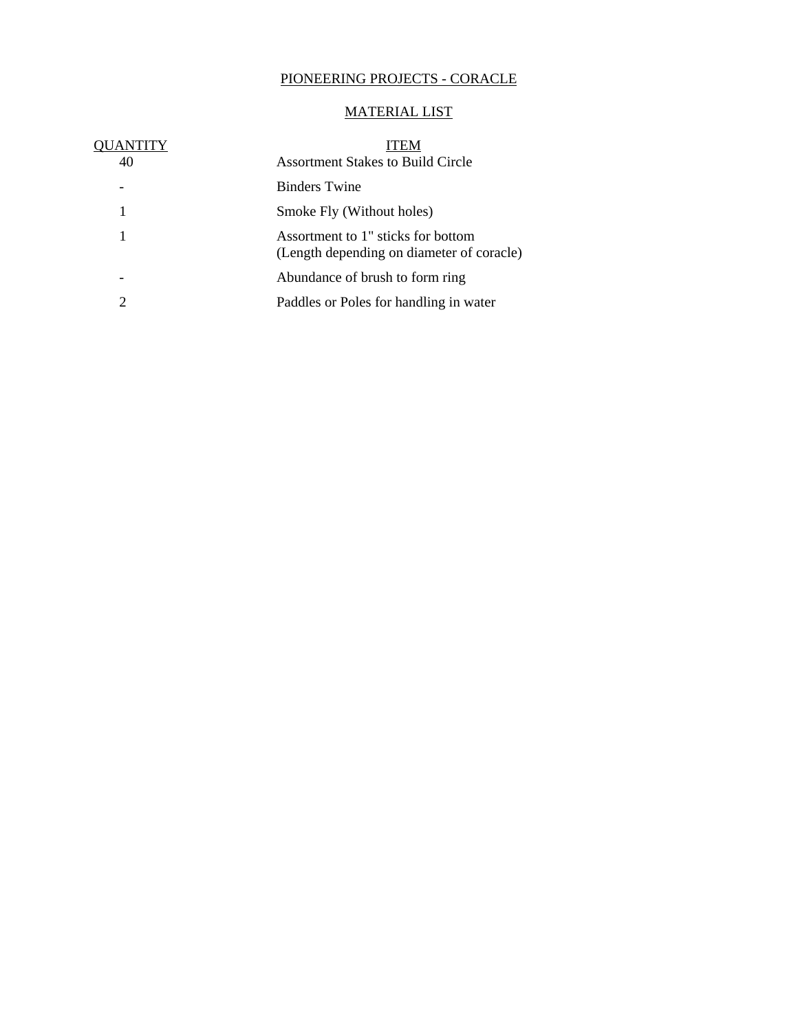PIONEERING PROJECTS - CORACLE

MATERIAL LIST

| QUANTITY | ITEM |
| --- | --- |
| 40 | Assortment Stakes to Build Circle |
| - | Binders Twine |
| 1 | Smoke Fly (Without holes) |
| 1 | Assortment to 1" sticks for bottom (Length depending on diameter of coracle) |
| - | Abundance of brush to form ring |
| 2 | Paddles or Poles for handling in water |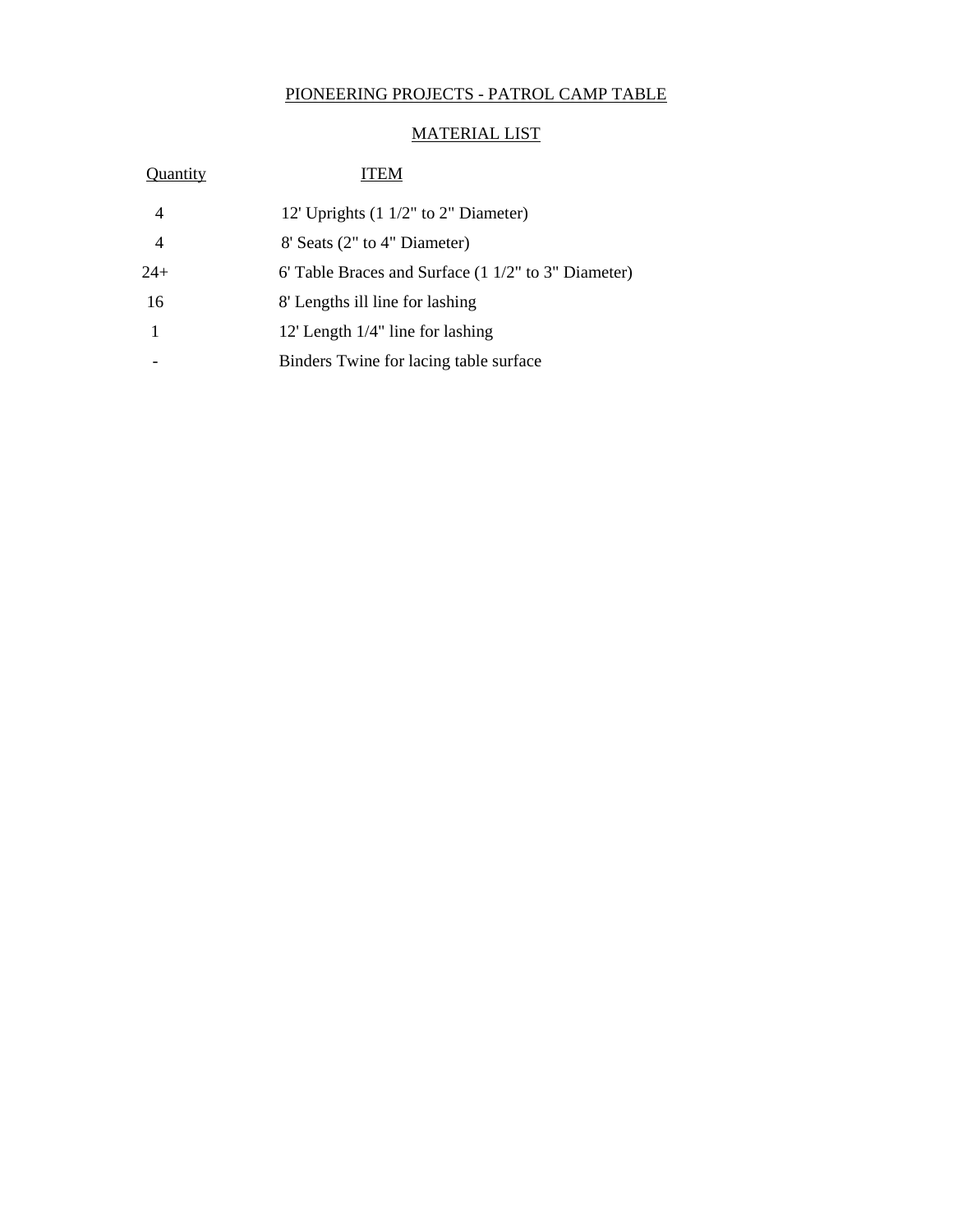## PIONEERING PROJECTS - PATROL CAMP TABLE

### MATERIAL LIST

| Quantity | ITEM |
|---|---|
| 4 | 12' Uprights (1 1/2" to 2" Diameter) |
| 4 | 8' Seats (2" to 4" Diameter) |
| 24+ | 6' Table Braces and Surface (1 1/2" to 3" Diameter) |
| 16 | 8' Lengths ill line for lashing |
| 1 | 12' Length 1/4" line for lashing |
| - | Binders Twine for lacing table surface |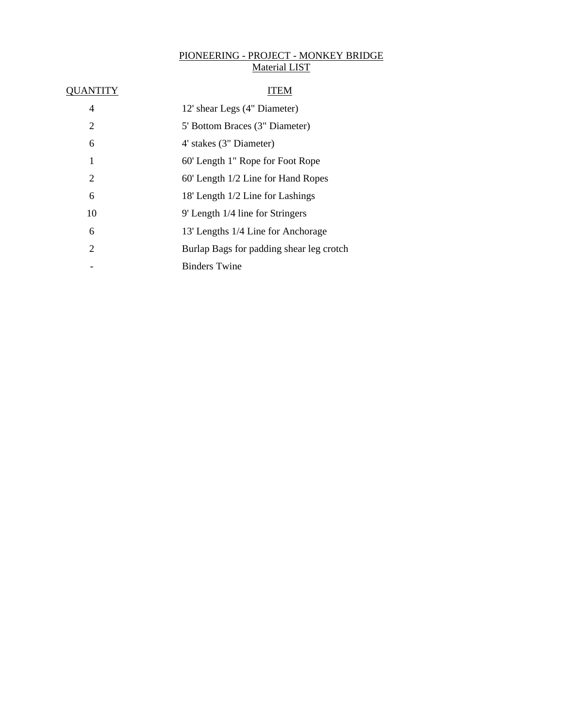# PIONEERING - PROJECT - MONKEY BRIDGE
## Material LIST

| QUANTITY | ITEM |
| --- | --- |
| 4 | 12' shear Legs (4" Diameter) |
| 2 | 5' Bottom Braces (3" Diameter) |
| 6 | 4' stakes (3" Diameter) |
| 1 | 60' Length 1" Rope for Foot Rope |
| 2 | 60' Length 1/2 Line for Hand Ropes |
| 6 | 18' Length 1/2 Line for Lashings |
| 10 | 9' Length 1/4 line for Stringers |
| 6 | 13' Lengths 1/4 Line for Anchorage |
| 2 | Burlap Bags for padding shear leg crotch |
| - | Binders Twine |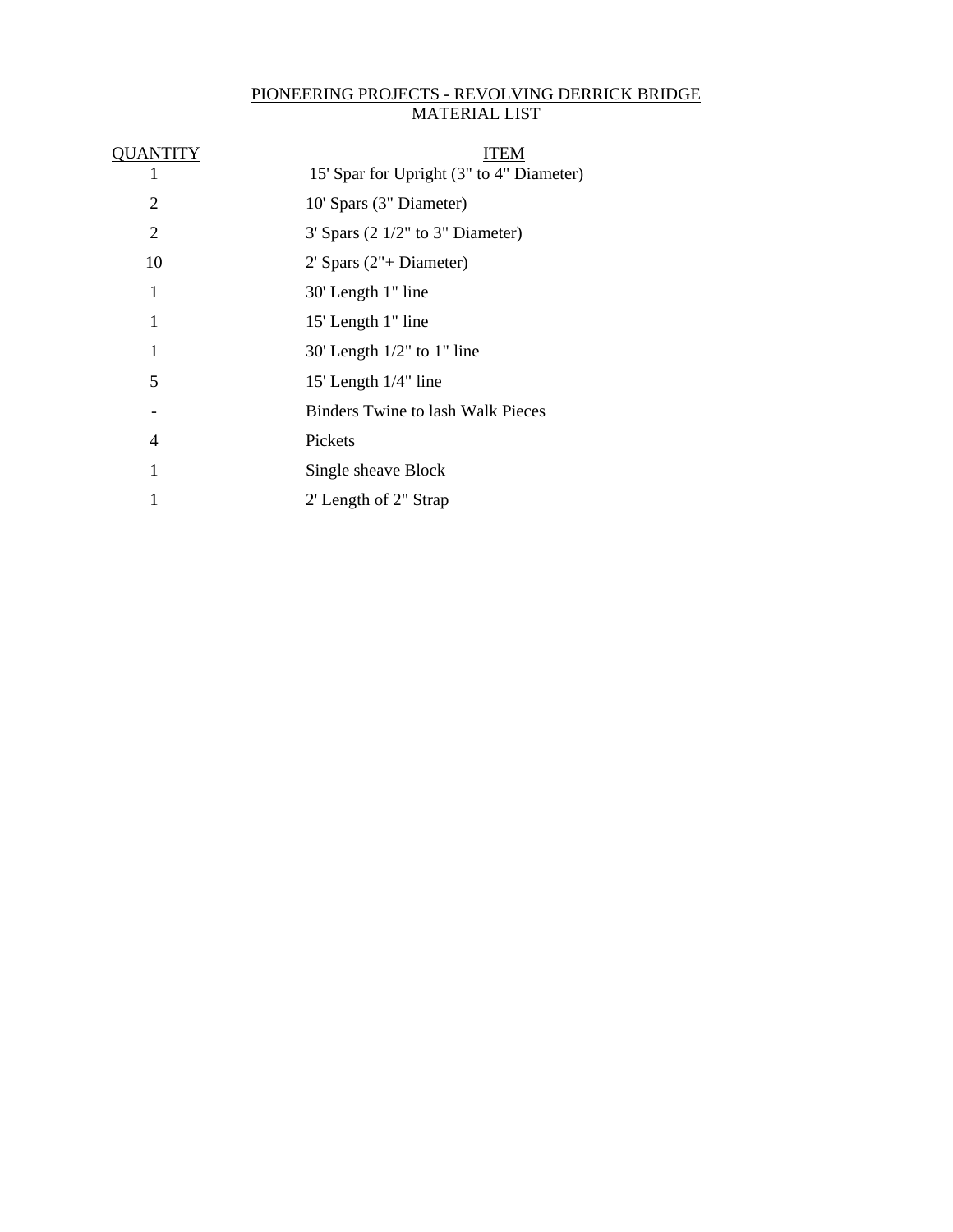# PIONEERING PROJECTS - REVOLVING DERRICK BRIDGE
## MATERIAL LIST

| QUANTITY | ITEM |
| --- | --- |
| 1 | 15' Spar for Upright (3" to 4" Diameter) |
| 2 | 10' Spars (3" Diameter) |
| 2 | 3' Spars (2 1/2" to 3" Diameter) |
| 10 | 2' Spars (2"+ Diameter) |
| 1 | 30' Length 1" line |
| 1 | 15' Length 1" line |
| 1 | 30' Length 1/2" to 1" line |
| 5 | 15' Length 1/4" line |
| - | Binders Twine to lash Walk Pieces |
| 4 | Pickets |
| 1 | Single sheave Block |
| 1 | 2' Length of 2" Strap |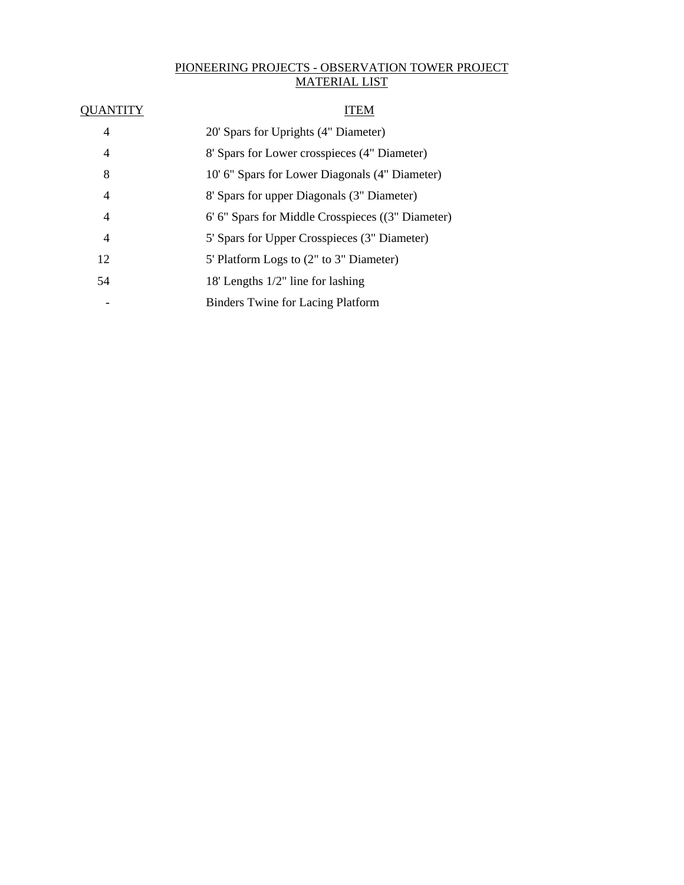# PIONEERING PROJECTS - OBSERVATION TOWER PROJECT
## MATERIAL LIST

| QUANTITY | ITEM |
|---|---|
| 4 | 20' Spars for Uprights (4" Diameter) |
| 4 | 8' Spars for Lower crosspieces (4" Diameter) |
| 8 | 10' 6" Spars for Lower Diagonals (4" Diameter) |
| 4 | 8' Spars for upper Diagonals (3" Diameter) |
| 4 | 6' 6" Spars for Middle Crosspieces ((3" Diameter) |
| 4 | 5' Spars for Upper Crosspieces (3" Diameter) |
| 12 | 5' Platform Logs to (2" to 3" Diameter) |
| 54 | 18' Lengths 1/2" line for lashing |
| - | Binders Twine for Lacing Platform |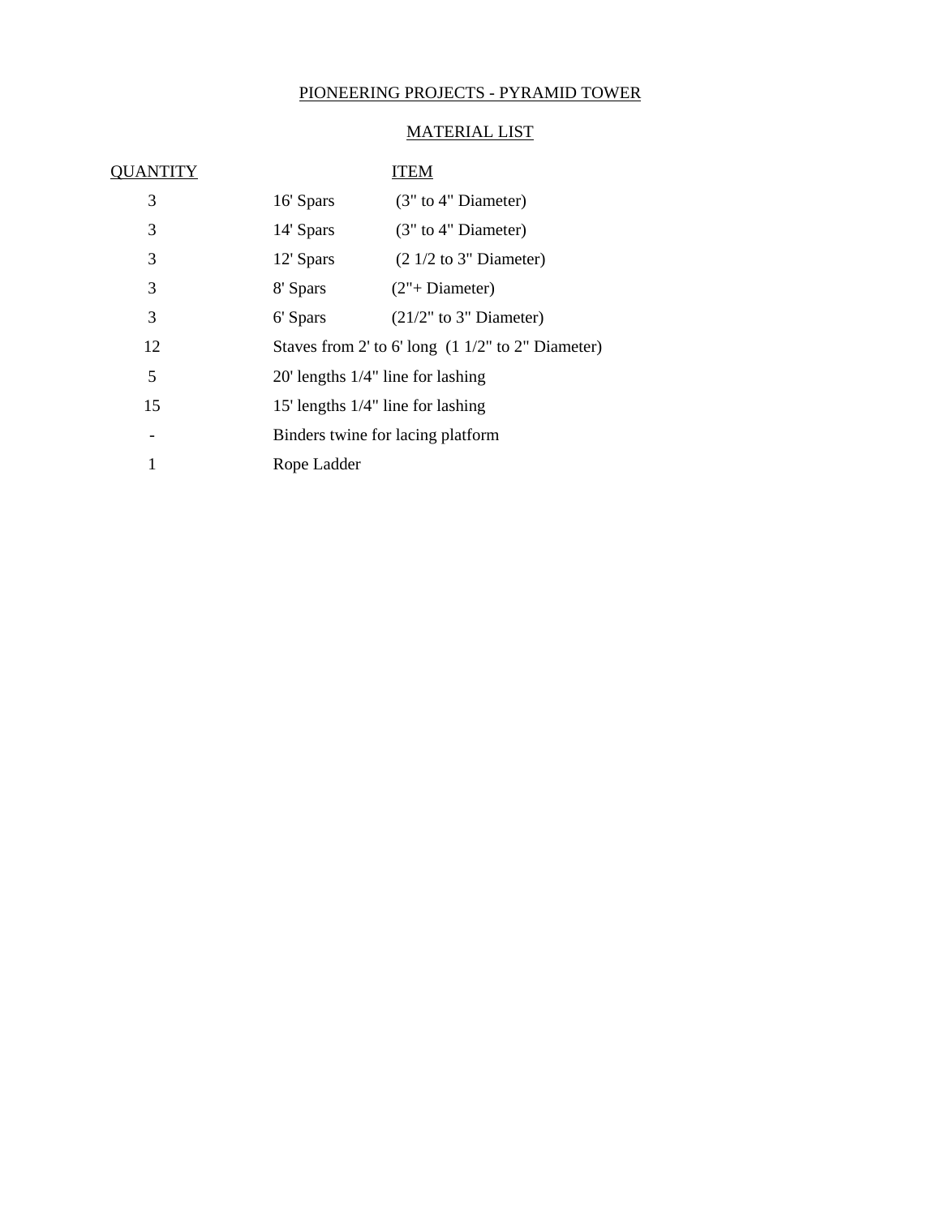PIONEERING PROJECTS - PYRAMID TOWER

MATERIAL LIST

| QUANTITY | ITEM |
|---|---|
| 3 | 16' Spars (3" to 4" Diameter) |
| 3 | 14' Spars (3" to 4" Diameter) |
| 3 | 12' Spars (2 1/2 to 3" Diameter) |
| 3 | 8' Spars (2"+ Diameter) |
| 3 | 6' Spars (21/2" to 3" Diameter) |
| 12 | Staves from 2' to 6' long (1 1/2" to 2" Diameter) |
| 5 | 20' lengths 1/4" line for lashing |
| 15 | 15' lengths 1/4" line for lashing |
| - | Binders twine for lacing platform |
| 1 | Rope Ladder |